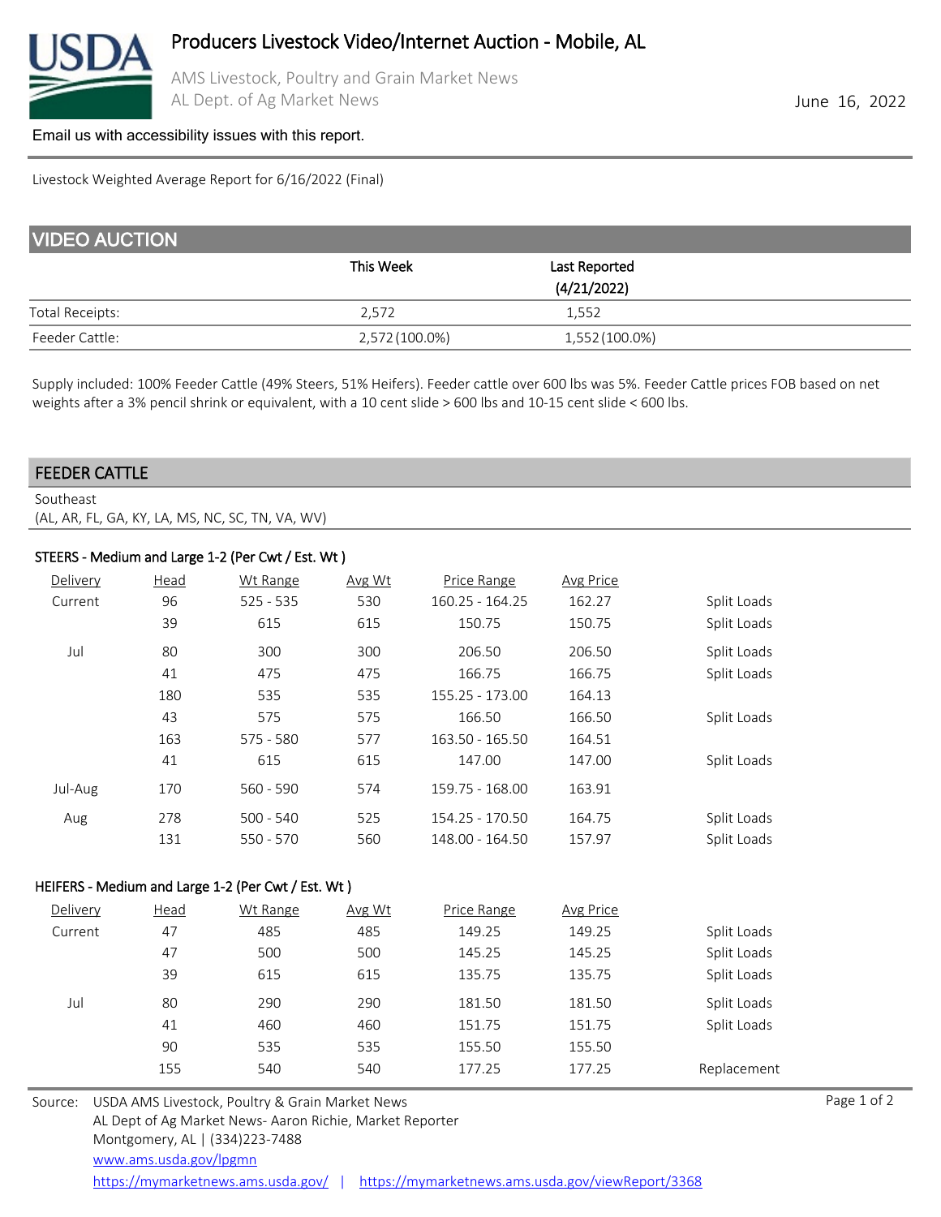# Producers Livestock Video/Internet Auction - Mobile, AL

AMS Livestock, Poultry and Grain Market News
AL Dept. of Ag Market News

June 16, 2022

Email us with accessibility issues with this report.

Livestock Weighted Average Report for 6/16/2022 (Final)

## VIDEO AUCTION

| | This Week | Last Reported (4/21/2022) |
|---|---|---|
| Total Receipts: | 2,572 | 1,552 |
| Feeder Cattle: | 2,572 (100.0%) | 1,552 (100.0%) |

Supply included: 100% Feeder Cattle (49% Steers, 51% Heifers). Feeder cattle over 600 lbs was 5%. Feeder Cattle prices FOB based on net weights after a 3% pencil shrink or equivalent, with a 10 cent slide > 600 lbs and 10-15 cent slide < 600 lbs.

## FEEDER CATTLE

Southeast
(AL, AR, FL, GA, KY, LA, MS, NC, SC, TN, VA, WV)

### STEERS - Medium and Large 1-2 (Per Cwt / Est. Wt )

| Delivery | Head | Wt Range | Avg Wt | Price Range | Avg Price | |
|---|---|---|---|---|---|---|
| Current | 96 | 525 - 535 | 530 | 160.25 - 164.25 | 162.27 | Split Loads |
| | 39 | 615 | 615 | 150.75 | 150.75 | Split Loads |
| Jul | 80 | 300 | 300 | 206.50 | 206.50 | Split Loads |
| | 41 | 475 | 475 | 166.75 | 166.75 | Split Loads |
| | 180 | 535 | 535 | 155.25 - 173.00 | 164.13 | |
| | 43 | 575 | 575 | 166.50 | 166.50 | Split Loads |
| | 163 | 575 - 580 | 577 | 163.50 - 165.50 | 164.51 | |
| | 41 | 615 | 615 | 147.00 | 147.00 | Split Loads |
| Jul-Aug | 170 | 560 - 590 | 574 | 159.75 - 168.00 | 163.91 | |
| Aug | 278 | 500 - 540 | 525 | 154.25 - 170.50 | 164.75 | Split Loads |
| | 131 | 550 - 570 | 560 | 148.00 - 164.50 | 157.97 | Split Loads |

### HEIFERS - Medium and Large 1-2 (Per Cwt / Est. Wt )

| Delivery | Head | Wt Range | Avg Wt | Price Range | Avg Price | |
|---|---|---|---|---|---|---|
| Current | 47 | 485 | 485 | 149.25 | 149.25 | Split Loads |
| | 47 | 500 | 500 | 145.25 | 145.25 | Split Loads |
| | 39 | 615 | 615 | 135.75 | 135.75 | Split Loads |
| Jul | 80 | 290 | 290 | 181.50 | 181.50 | Split Loads |
| | 41 | 460 | 460 | 151.75 | 151.75 | Split Loads |
| | 90 | 535 | 535 | 155.50 | 155.50 | |
| | 155 | 540 | 540 | 177.25 | 177.25 | Replacement |

Source: USDA AMS Livestock, Poultry & Grain Market News
AL Dept of Ag Market News- Aaron Richie, Market Reporter
Montgomery, AL | (334)223-7488
www.ams.usda.gov/lpgmn
https://mymarketnews.ams.usda.gov/ | https://mymarketnews.ams.usda.gov/viewReport/3368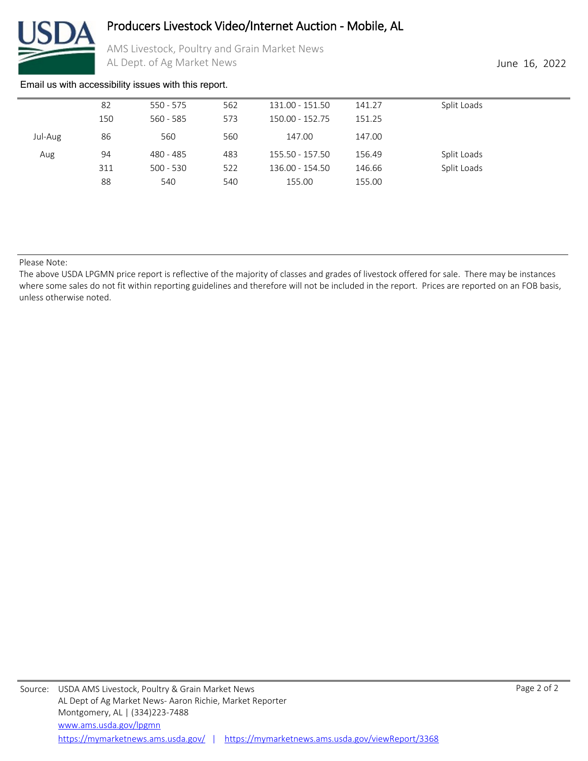# Producers Livestock Video/Internet Auction - Mobile, AL

AMS Livestock, Poultry and Grain Market News
AL Dept. of Ag Market News

June 16, 2022

Email us with accessibility issues with this report.

| | | | | | | |
|---|---|---|---|---|---|---|
| | 82 | 550 - 575 | 562 | 131.00 - 151.50 | 141.27 | Split Loads |
| | 150 | 560 - 585 | 573 | 150.00 - 152.75 | 151.25 | |
| Jul-Aug | 86 | 560 | 560 | 147.00 | 147.00 | |
| Aug | 94 | 480 - 485 | 483 | 155.50 - 157.50 | 156.49 | Split Loads |
| | 311 | 500 - 530 | 522 | 136.00 - 154.50 | 146.66 | Split Loads |
| | 88 | 540 | 540 | 155.00 | 155.00 | |

Please Note:
The above USDA LPGMN price report is reflective of the majority of classes and grades of livestock offered for sale. There may be instances where some sales do not fit within reporting guidelines and therefore will not be included in the report. Prices are reported on an FOB basis, unless otherwise noted.

Source: USDA AMS Livestock, Poultry & Grain Market News
AL Dept of Ag Market News- Aaron Richie, Market Reporter
Montgomery, AL | (334)223-7488
www.ams.usda.gov/lpgmn
https://mymarketnews.ams.usda.gov/ | https://mymarketnews.ams.usda.gov/viewReport/3368